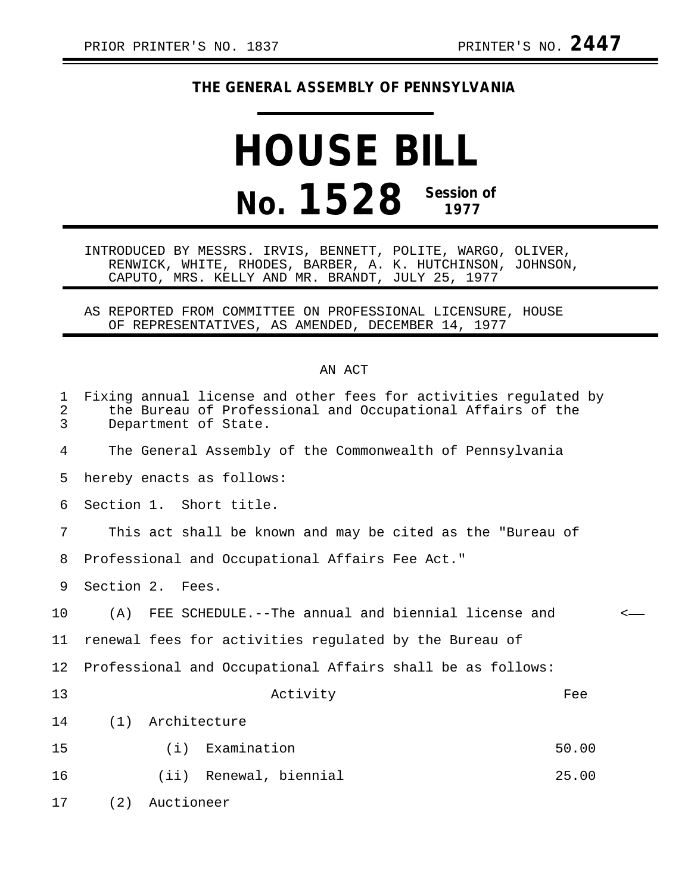PRIOR PRINTER'S NO. 1837 PRINTER'S NO. **2447**

**THE GENERAL ASSEMBLY OF PENNSYLVANIA**

# HOUSE BILL

## No. 1528 Session of 1977

INTRODUCED BY MESSRS. IRVIS, BENNETT, POLITE, WARGO, OLIVER, RENWICK, WHITE, RHODES, BARBER, A. K. HUTCHINSON, JOHNSON, CAPUTO, MRS. KELLY AND MR. BRANDT, JULY 25, 1977

AS REPORTED FROM COMMITTEE ON PROFESSIONAL LICENSURE, HOUSE OF REPRESENTATIVES, AS AMENDED, DECEMBER 14, 1977

AN ACT

Fixing annual license and other fees for activities regulated by the Bureau of Professional and Occupational Affairs of the Department of State.

The General Assembly of the Commonwealth of Pennsylvania hereby enacts as follows:

Section 1. Short title.

This act shall be known and may be cited as the "Bureau of Professional and Occupational Affairs Fee Act."

Section 2. Fees.

(A) FEE SCHEDULE.--The annual and biennial license and renewal fees for activities regulated by the Bureau of Professional and Occupational Affairs shall be as follows:

| Activity | Fee |
|---|---|
| (1) Architecture | |
| (i) Examination | 50.00 |
| (ii) Renewal, biennial | 25.00 |
| (2) Auctioneer | |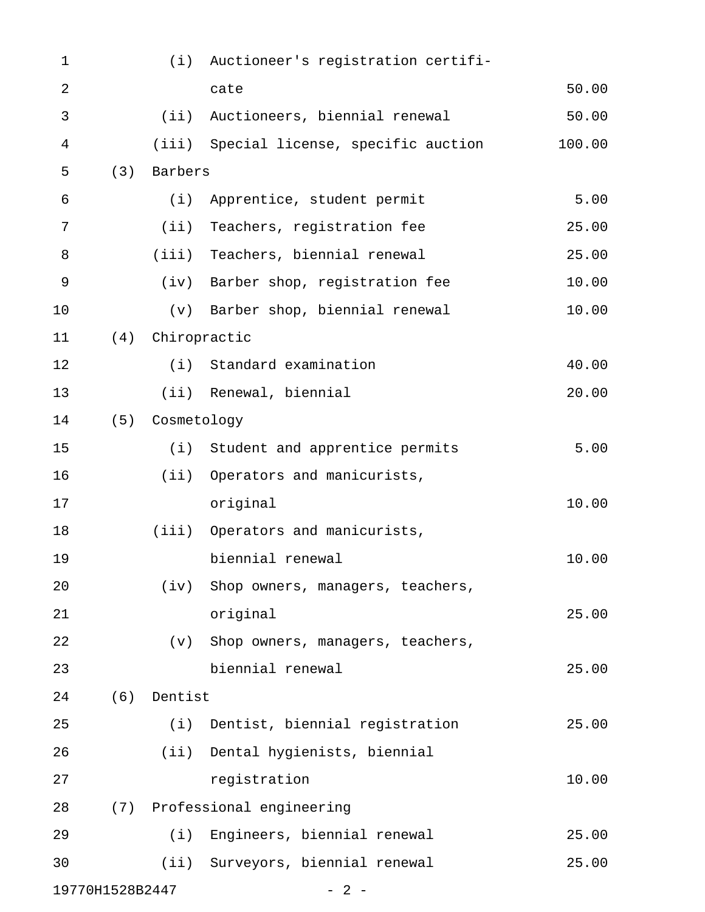(i) Auctioneer's registration certificate 50.00

(ii) Auctioneers, biennial renewal 50.00

(iii) Special license, specific auction 100.00

(3) Barbers

(i) Apprentice, student permit 5.00

(ii) Teachers, registration fee 25.00

(iii) Teachers, biennial renewal 25.00

(iv) Barber shop, registration fee 10.00

(v) Barber shop, biennial renewal 10.00

(4) Chiropractic

(i) Standard examination 40.00

(ii) Renewal, biennial 20.00

(5) Cosmetology

(i) Student and apprentice permits 5.00

(ii) Operators and manicurists, original 10.00

(iii) Operators and manicurists, biennial renewal 10.00

(iv) Shop owners, managers, teachers, original 25.00

(v) Shop owners, managers, teachers, biennial renewal 25.00

(6) Dentist

(i) Dentist, biennial registration 25.00

(ii) Dental hygienists, biennial registration 10.00

(7) Professional engineering

(i) Engineers, biennial renewal 25.00

(ii) Surveyors, biennial renewal 25.00

19770H1528B2447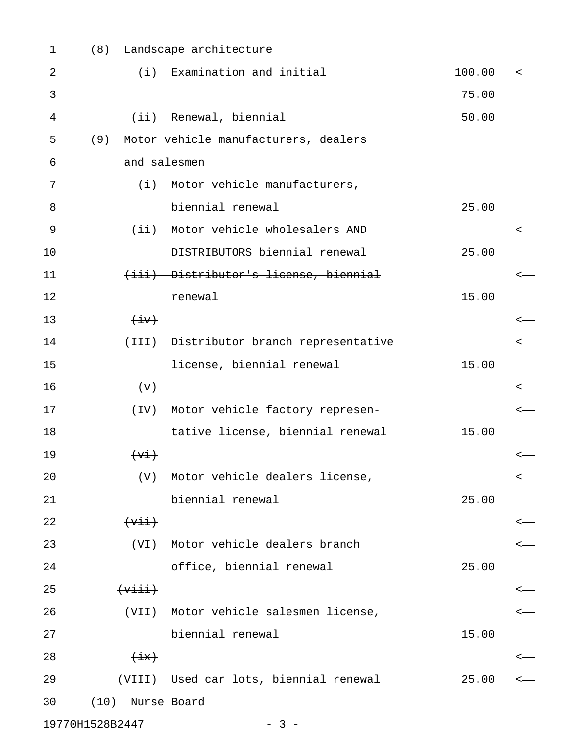(8) Landscape architecture

| | | |
|---|---|---|
| (i) Examination and initial | ~~100.00~~ 75.00 | <— |
| (ii) Renewal, biennial | 50.00 | |

(9) Motor vehicle manufacturers, dealers and salesmen

| | | |
|---|---|---|
| (i) Motor vehicle manufacturers, biennial renewal | 25.00 | |
| (ii) Motor vehicle wholesalers AND DISTRIBUTORS biennial renewal | 25.00 | <— |
| ~~(iii) Distributor's license, biennial renewal~~ | ~~15.00~~ | <— |
| ~~(iv)~~ (III) Distributor branch representative license, biennial renewal | 15.00 | <— |
| ~~(v)~~ (IV) Motor vehicle factory representative license, biennial renewal | 15.00 | <— |
| ~~(vi)~~ (V) Motor vehicle dealers license, biennial renewal | 25.00 | <— |
| ~~(vii)~~ (VI) Motor vehicle dealers branch office, biennial renewal | 25.00 | <— |
| ~~(viii)~~ (VII) Motor vehicle salesmen license, biennial renewal | 15.00 | <— |
| ~~(ix)~~ (VIII) Used car lots, biennial renewal | 25.00 | <— |

(10) Nurse Board

19770H1528B2447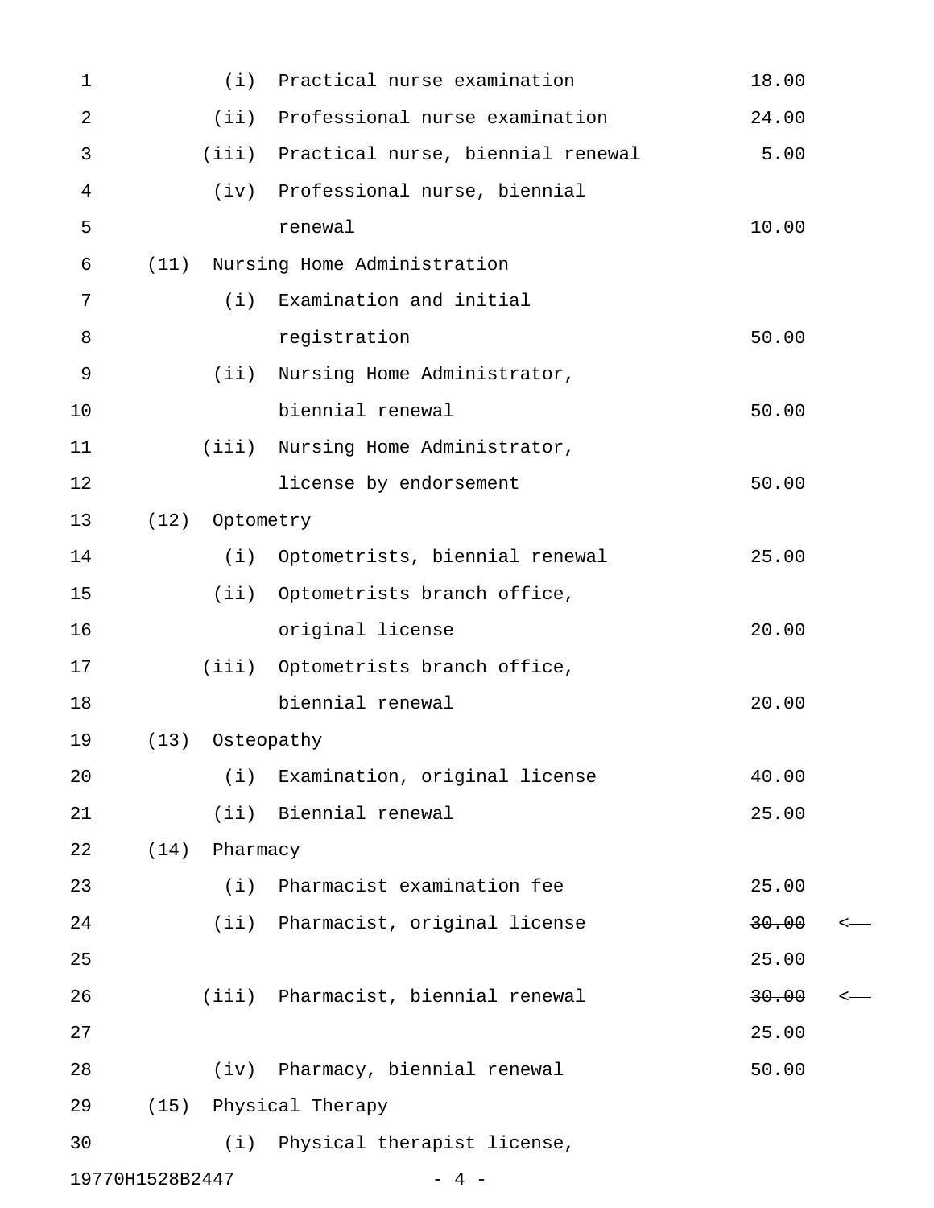(i) Practical nurse examination 18.00

(ii) Professional nurse examination 24.00

(iii) Practical nurse, biennial renewal 5.00

(iv) Professional nurse, biennial renewal 10.00

(11) Nursing Home Administration

(i) Examination and initial registration 50.00

(ii) Nursing Home Administrator, biennial renewal 50.00

(iii) Nursing Home Administrator, license by endorsement 50.00

(12) Optometry

(i) Optometrists, biennial renewal 25.00

(ii) Optometrists branch office, original license 20.00

(iii) Optometrists branch office, biennial renewal 20.00

(13) Osteopathy

(i) Examination, original license 40.00

(ii) Biennial renewal 25.00

(14) Pharmacy

(i) Pharmacist examination fee 25.00

(ii) Pharmacist, original license ~~30.00~~ 25.00

(iii) Pharmacist, biennial renewal ~~30.00~~ 25.00

(iv) Pharmacy, biennial renewal 50.00

(15) Physical Therapy

(i) Physical therapist license,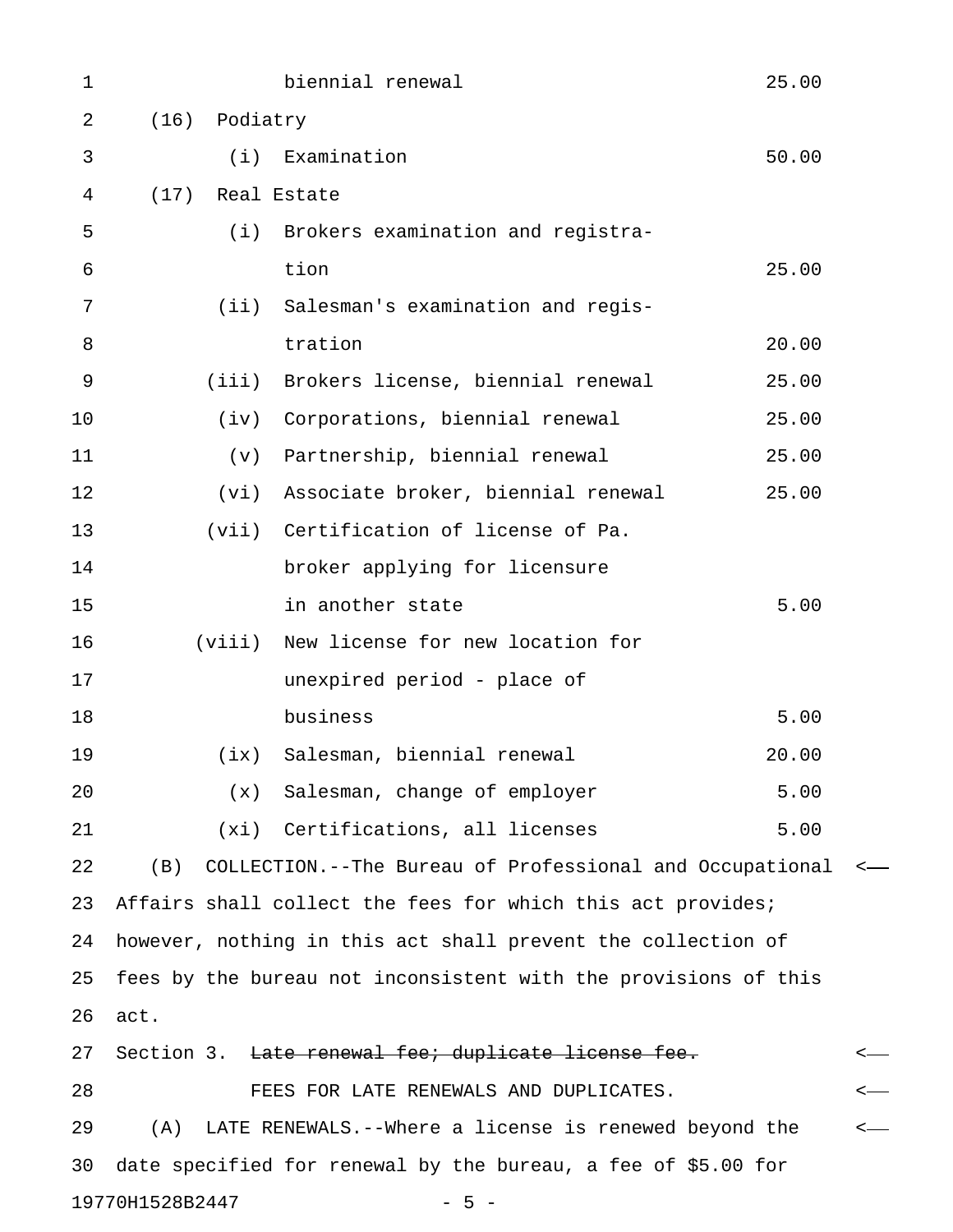| | |
|---|---|
| biennial renewal | 25.00 |
| (16) Podiatry | |
| (i) Examination | 50.00 |
| (17) Real Estate | |
| (i) Brokers examination and registration | 25.00 |
| (ii) Salesman's examination and registration | 20.00 |
| (iii) Brokers license, biennial renewal | 25.00 |
| (iv) Corporations, biennial renewal | 25.00 |
| (v) Partnership, biennial renewal | 25.00 |
| (vi) Associate broker, biennial renewal | 25.00 |
| (vii) Certification of license of Pa. broker applying for licensure in another state | 5.00 |
| (viii) New license for new location for unexpired period - place of business | 5.00 |
| (ix) Salesman, biennial renewal | 20.00 |
| (x) Salesman, change of employer | 5.00 |
| (xi) Certifications, all licenses | 5.00 |

(B) COLLECTION.--The Bureau of Professional and Occupational Affairs shall collect the fees for which this act provides; however, nothing in this act shall prevent the collection of fees by the bureau not inconsistent with the provisions of this act.

Section 3. ~~Late renewal fee; duplicate license fee.~~

FEES FOR LATE RENEWALS AND DUPLICATES.

(A) LATE RENEWALS.--Where a license is renewed beyond the date specified for renewal by the bureau, a fee of $5.00 for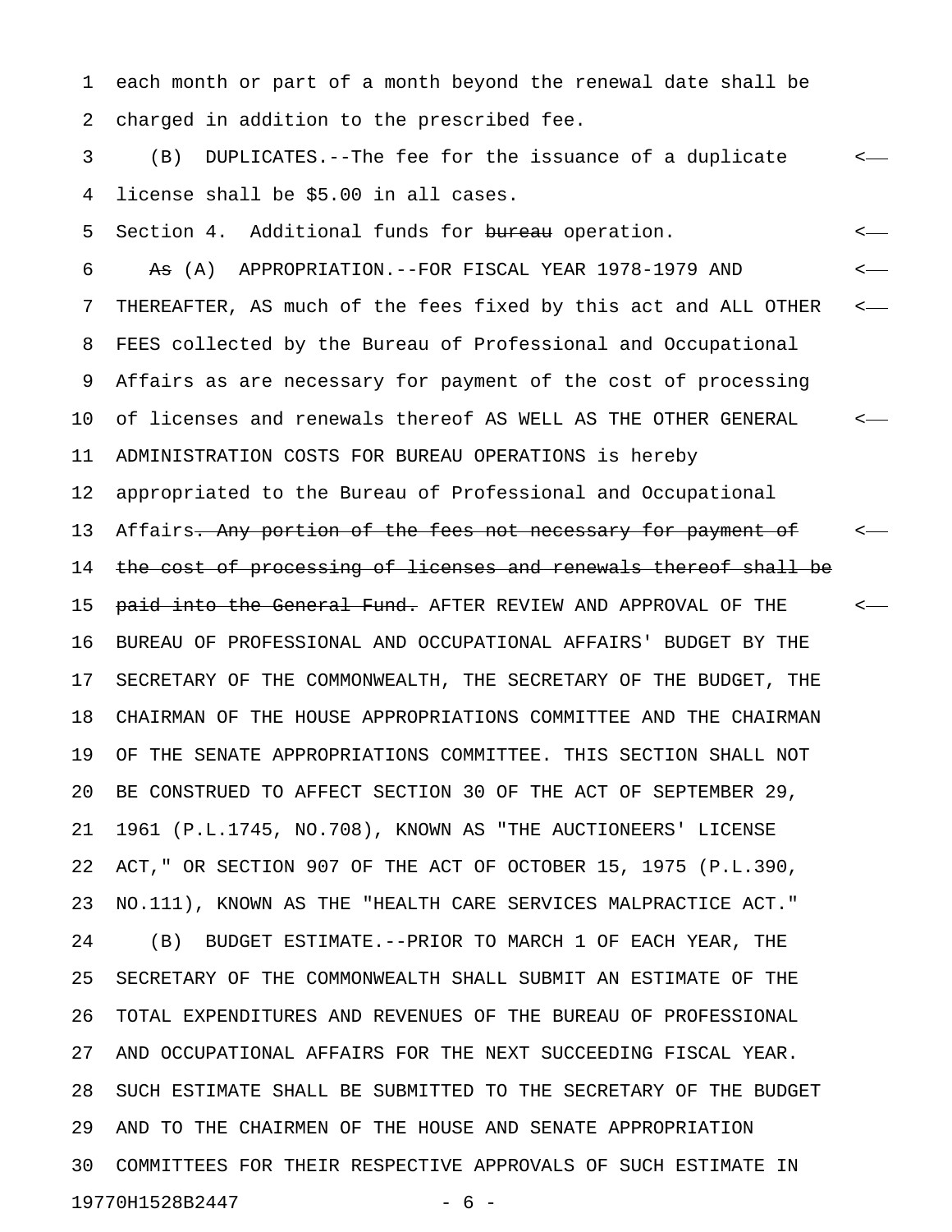each month or part of a month beyond the renewal date shall be charged in addition to the prescribed fee.

(B) DUPLICATES.--The fee for the issuance of a duplicate license shall be $5.00 in all cases.

Section 4. Additional funds for ~~bureau~~ operation.

~~As~~ (A) APPROPRIATION.--FOR FISCAL YEAR 1978-1979 AND THEREAFTER, AS much of the fees fixed by this act and ALL OTHER FEES collected by the Bureau of Professional and Occupational Affairs as are necessary for payment of the cost of processing of licenses and renewals thereof AS WELL AS THE OTHER GENERAL ADMINISTRATION COSTS FOR BUREAU OPERATIONS is hereby appropriated to the Bureau of Professional and Occupational Affairs~~. Any portion of the fees not necessary for payment of the cost of processing of licenses and renewals thereof shall be paid into the General Fund.~~ AFTER REVIEW AND APPROVAL OF THE BUREAU OF PROFESSIONAL AND OCCUPATIONAL AFFAIRS' BUDGET BY THE SECRETARY OF THE COMMONWEALTH, THE SECRETARY OF THE BUDGET, THE CHAIRMAN OF THE HOUSE APPROPRIATIONS COMMITTEE AND THE CHAIRMAN OF THE SENATE APPROPRIATIONS COMMITTEE. THIS SECTION SHALL NOT BE CONSTRUED TO AFFECT SECTION 30 OF THE ACT OF SEPTEMBER 29, 1961 (P.L.1745, NO.708), KNOWN AS "THE AUCTIONEERS' LICENSE ACT," OR SECTION 907 OF THE ACT OF OCTOBER 15, 1975 (P.L.390, NO.111), KNOWN AS THE "HEALTH CARE SERVICES MALPRACTICE ACT."

(B) BUDGET ESTIMATE.--PRIOR TO MARCH 1 OF EACH YEAR, THE SECRETARY OF THE COMMONWEALTH SHALL SUBMIT AN ESTIMATE OF THE TOTAL EXPENDITURES AND REVENUES OF THE BUREAU OF PROFESSIONAL AND OCCUPATIONAL AFFAIRS FOR THE NEXT SUCCEEDING FISCAL YEAR. SUCH ESTIMATE SHALL BE SUBMITTED TO THE SECRETARY OF THE BUDGET AND TO THE CHAIRMEN OF THE HOUSE AND SENATE APPROPRIATION COMMITTEES FOR THEIR RESPECTIVE APPROVALS OF SUCH ESTIMATE IN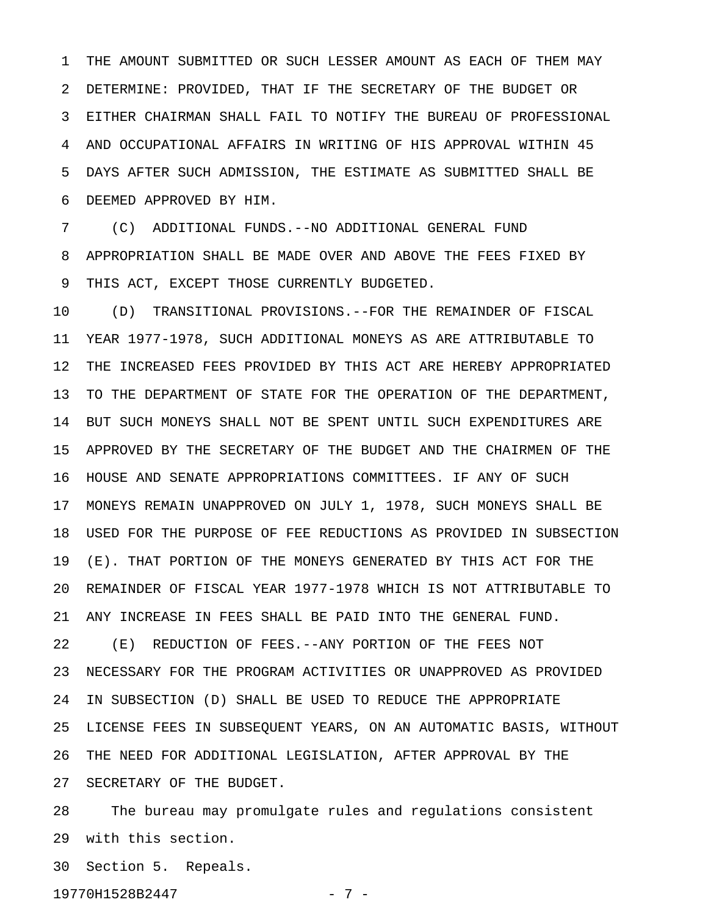THE AMOUNT SUBMITTED OR SUCH LESSER AMOUNT AS EACH OF THEM MAY DETERMINE: PROVIDED, THAT IF THE SECRETARY OF THE BUDGET OR EITHER CHAIRMAN SHALL FAIL TO NOTIFY THE BUREAU OF PROFESSIONAL AND OCCUPATIONAL AFFAIRS IN WRITING OF HIS APPROVAL WITHIN 45 DAYS AFTER SUCH ADMISSION, THE ESTIMATE AS SUBMITTED SHALL BE DEEMED APPROVED BY HIM.

(C) ADDITIONAL FUNDS.--NO ADDITIONAL GENERAL FUND APPROPRIATION SHALL BE MADE OVER AND ABOVE THE FEES FIXED BY THIS ACT, EXCEPT THOSE CURRENTLY BUDGETED.

(D) TRANSITIONAL PROVISIONS.--FOR THE REMAINDER OF FISCAL YEAR 1977-1978, SUCH ADDITIONAL MONEYS AS ARE ATTRIBUTABLE TO THE INCREASED FEES PROVIDED BY THIS ACT ARE HEREBY APPROPRIATED TO THE DEPARTMENT OF STATE FOR THE OPERATION OF THE DEPARTMENT, BUT SUCH MONEYS SHALL NOT BE SPENT UNTIL SUCH EXPENDITURES ARE APPROVED BY THE SECRETARY OF THE BUDGET AND THE CHAIRMEN OF THE HOUSE AND SENATE APPROPRIATIONS COMMITTEES. IF ANY OF SUCH MONEYS REMAIN UNAPPROVED ON JULY 1, 1978, SUCH MONEYS SHALL BE USED FOR THE PURPOSE OF FEE REDUCTIONS AS PROVIDED IN SUBSECTION (E). THAT PORTION OF THE MONEYS GENERATED BY THIS ACT FOR THE REMAINDER OF FISCAL YEAR 1977-1978 WHICH IS NOT ATTRIBUTABLE TO ANY INCREASE IN FEES SHALL BE PAID INTO THE GENERAL FUND.

(E) REDUCTION OF FEES.--ANY PORTION OF THE FEES NOT NECESSARY FOR THE PROGRAM ACTIVITIES OR UNAPPROVED AS PROVIDED IN SUBSECTION (D) SHALL BE USED TO REDUCE THE APPROPRIATE LICENSE FEES IN SUBSEQUENT YEARS, ON AN AUTOMATIC BASIS, WITHOUT THE NEED FOR ADDITIONAL LEGISLATION, AFTER APPROVAL BY THE SECRETARY OF THE BUDGET.

The bureau may promulgate rules and regulations consistent with this section.

Section 5. Repeals.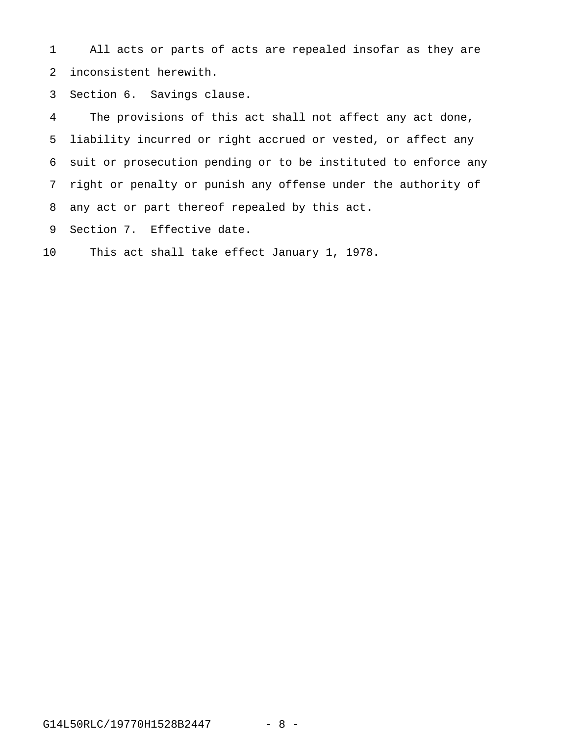All acts or parts of acts are repealed insofar as they are inconsistent herewith.

Section 6. Savings clause.

The provisions of this act shall not affect any act done, liability incurred or right accrued or vested, or affect any suit or prosecution pending or to be instituted to enforce any right or penalty or punish any offense under the authority of any act or part thereof repealed by this act.

Section 7. Effective date.

This act shall take effect January 1, 1978.